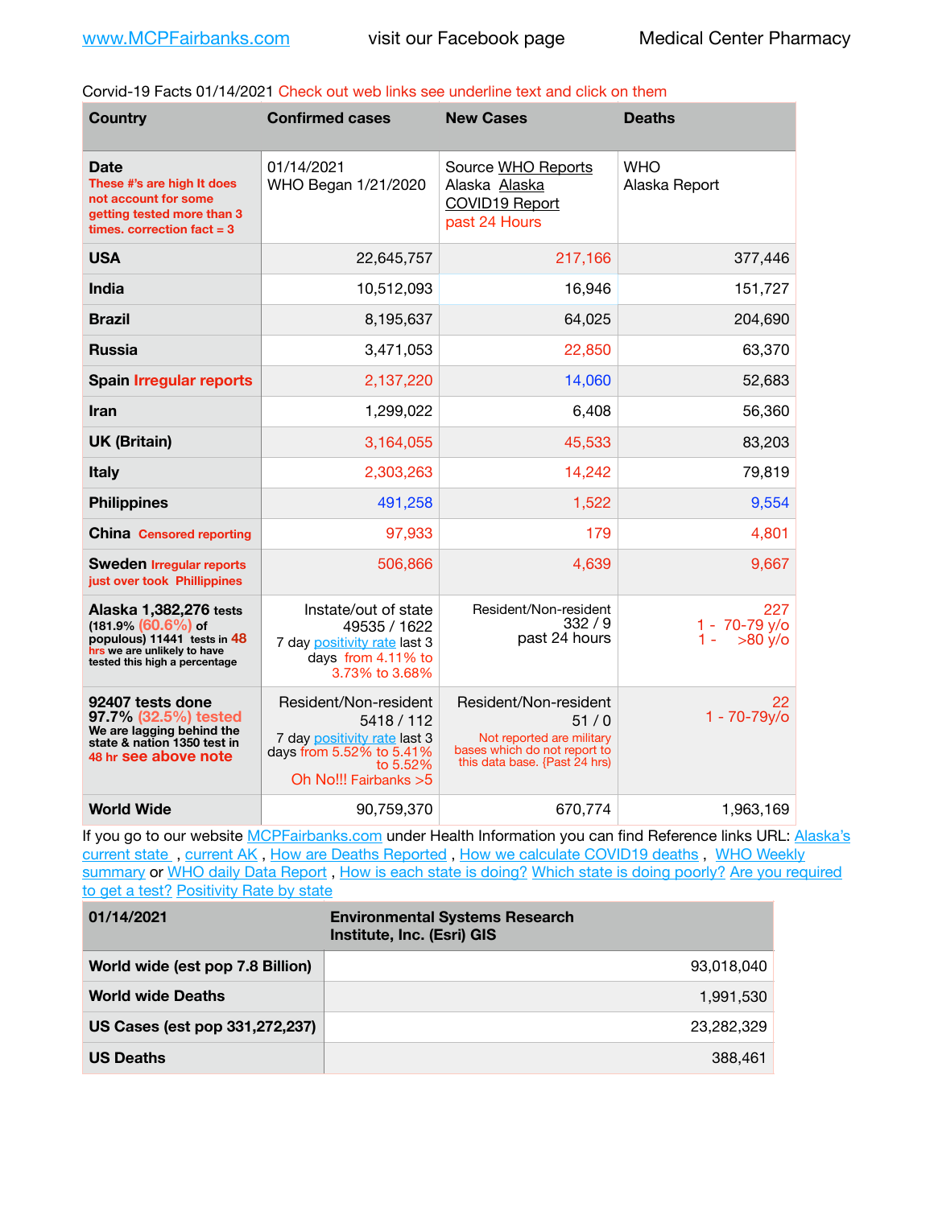www.MCPFairbanks.com visit our Facebook page Medical Center Pharmacy

Corvid-19 Facts 01/14/2021 Check out web links see underline text and click on them

| Country | Confirmed cases | New Cases | Deaths |
|---|---|---|---|
| **Date** These #'s are high It does not account for some getting tested more than 3 times. correction fact = 3 | 01/14/2021 WHO Began 1/21/2020 | Source WHO Reports Alaska Alaska COVID19 Report past 24 Hours | WHO Alaska Report |
| **USA** | 22,645,757 | 217,166 | 377,446 |
| **India** | 10,512,093 | 16,946 | 151,727 |
| **Brazil** | 8,195,637 | 64,025 | 204,690 |
| **Russia** | 3,471,053 | 22,850 | 63,370 |
| **Spain** Irregular reports | 2,137,220 | 14,060 | 52,683 |
| **Iran** | 1,299,022 | 6,408 | 56,360 |
| **UK (Britain)** | 3,164,055 | 45,533 | 83,203 |
| **Italy** | 2,303,263 | 14,242 | 79,819 |
| **Philippines** | 491,258 | 1,522 | 9,554 |
| **China** Censored reporting | 97,933 | 179 | 4,801 |
| **Sweden** Irregular reports just over took Phillippines | 506,866 | 4,639 | 9,667 |
| **Alaska 1,382,276** tests (181.9% (60.6%) of populous) 11441 tests in 48 hrs we are unlikely to have tested this high a percentage | Instate/out of state 49535 / 1622 7 day positivity rate last 3 days from 4.11% to 3.73% to 3.68% | Resident/Non-resident 332 / 9 past 24 hours | 227 1 - 70-79 y/o 1 - >80 y/o |
| **92407 tests done 97.7% (32.5%) tested** We are lagging behind the state & nation 1350 test in 48 hr see above note | Resident/Non-resident 5418 / 112 7 day positivity rate last 3 days from 5.52% to 5.41% to 5.52% Oh No!!! Fairbanks >5 | Resident/Non-resident 51 / 0 Not reported are military bases which do not report to this data base. {Past 24 hrs) | 22 1 - 70-79y/o |
| **World Wide** | 90,759,370 | 670,774 | 1,963,169 |

If you go to our website MCPFairbanks.com under Health Information you can find Reference links URL: Alaska's current state , current AK , How are Deaths Reported , How we calculate COVID19 deaths , WHO Weekly summary or WHO daily Data Report , How is each state is doing? Which state is doing poorly? Are you required to get a test? Positivity Rate by state

| 01/14/2021 | Environmental Systems Research Institute, Inc. (Esri) GIS |
|---|---|
| **World wide (est pop 7.8 Billion)** | 93,018,040 |
| **World wide Deaths** | 1,991,530 |
| **US Cases (est pop 331,272,237)** | 23,282,329 |
| **US Deaths** | 388,461 |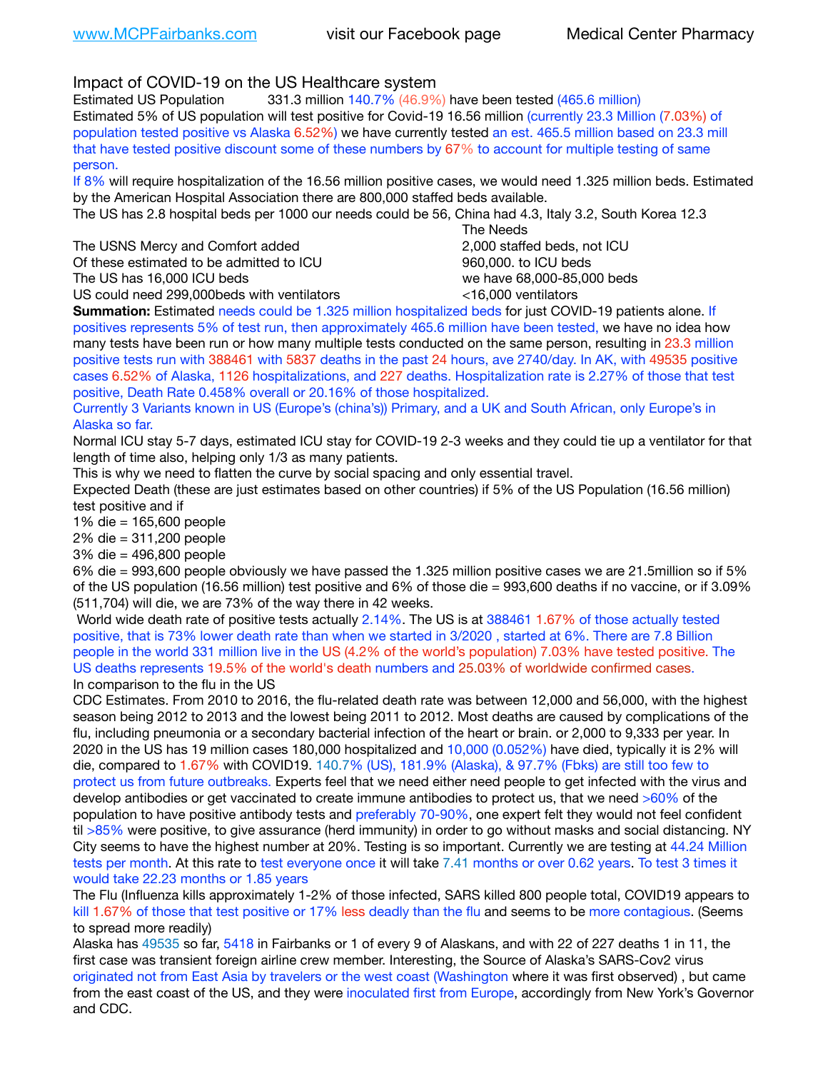Impact of COVID-19 on the US Healthcare system

Estimated US Population 331.3 million 140.7% (46.9%) have been tested (465.6 million)

Estimated 5% of US population will test positive for Covid-19 16.56 million (currently 23.3 Million (7.03%) of population tested positive vs Alaska 6.52%) we have currently tested an est. 465.5 million based on 23.3 mill that have tested positive discount some of these numbers by 67% to account for multiple testing of same person.

If 8% will require hospitalization of the 16.56 million positive cases, we would need 1.325 million beds. Estimated by the American Hospital Association there are 800,000 staffed beds available.

The US has 2.8 hospital beds per 1000 our needs could be 56, China had 4.3, Italy 3.2, South Korea 12.3

| | The Needs |
|---|---|
| The USNS Mercy and Comfort added | 2,000 staffed beds, not ICU |
| Of these estimated to be admitted to ICU | 960,000. to ICU beds |
| The US has 16,000 ICU beds | we have 68,000-85,000 beds |
| US could need 299,000beds with ventilators | <16,000 ventilators |

**Summation:** Estimated needs could be 1.325 million hospitalized beds for just COVID-19 patients alone. If positives represents 5% of test run, then approximately 465.6 million have been tested, we have no idea how many tests have been run or how many multiple tests conducted on the same person, resulting in 23.3 million positive tests run with 388461 with 5837 deaths in the past 24 hours, ave 2740/day. In AK, with 49535 positive cases 6.52% of Alaska, 1126 hospitalizations, and 227 deaths. Hospitalization rate is 2.27% of those that test positive, Death Rate 0.458% overall or 20.16% of those hospitalized.

Currently 3 Variants known in US (Europe's (china's)) Primary, and a UK and South African, only Europe's in Alaska so far.

Normal ICU stay 5-7 days, estimated ICU stay for COVID-19 2-3 weeks and they could tie up a ventilator for that length of time also, helping only 1/3 as many patients.

This is why we need to flatten the curve by social spacing and only essential travel.

Expected Death (these are just estimates based on other countries) if 5% of the US Population (16.56 million) test positive and if

1% die = 165,600 people

2% die = 311,200 people

3% die = 496,800 people

6% die = 993,600 people obviously we have passed the 1.325 million positive cases we are 21.5million so if 5% of the US population (16.56 million) test positive and 6% of those die = 993,600 deaths if no vaccine, or if 3.09% (511,704) will die, we are 73% of the way there in 42 weeks.

World wide death rate of positive tests actually 2.14%. The US is at 388461 1.67% of those actually tested positive, that is 73% lower death rate than when we started in 3/2020 , started at 6%. There are 7.8 Billion people in the world 331 million live in the US (4.2% of the world's population) 7.03% have tested positive. The US deaths represents 19.5% of the world's death numbers and 25.03% of worldwide confirmed cases.

In comparison to the flu in the US

CDC Estimates. From 2010 to 2016, the flu-related death rate was between 12,000 and 56,000, with the highest season being 2012 to 2013 and the lowest being 2011 to 2012. Most deaths are caused by complications of the flu, including pneumonia or a secondary bacterial infection of the heart or brain. or 2,000 to 9,333 per year. In 2020 in the US has 19 million cases 180,000 hospitalized and 10,000 (0.052%) have died, typically it is 2% will die, compared to 1.67% with COVID19. 140.7% (US), 181.9% (Alaska), & 97.7% (Fbks) are still too few to protect us from future outbreaks. Experts feel that we need either need people to get infected with the virus and develop antibodies or get vaccinated to create immune antibodies to protect us, that we need >60% of the population to have positive antibody tests and preferably 70-90%, one expert felt they would not feel confident til >85% were positive, to give assurance (herd immunity) in order to go without masks and social distancing. NY City seems to have the highest number at 20%. Testing is so important. Currently we are testing at 44.24 Million tests per month. At this rate to test everyone once it will take 7.41 months or over 0.62 years. To test 3 times it would take 22.23 months or 1.85 years

The Flu (Influenza kills approximately 1-2% of those infected, SARS killed 800 people total, COVID19 appears to kill 1.67% of those that test positive or 17% less deadly than the flu and seems to be more contagious. (Seems to spread more readily)

Alaska has 49535 so far, 5418 in Fairbanks or 1 of every 9 of Alaskans, and with 22 of 227 deaths 1 in 11, the first case was transient foreign airline crew member. Interesting, the Source of Alaska's SARS-Cov2 virus originated not from East Asia by travelers or the west coast (Washington where it was first observed) , but came from the east coast of the US, and they were inoculated first from Europe, accordingly from New York's Governor and CDC.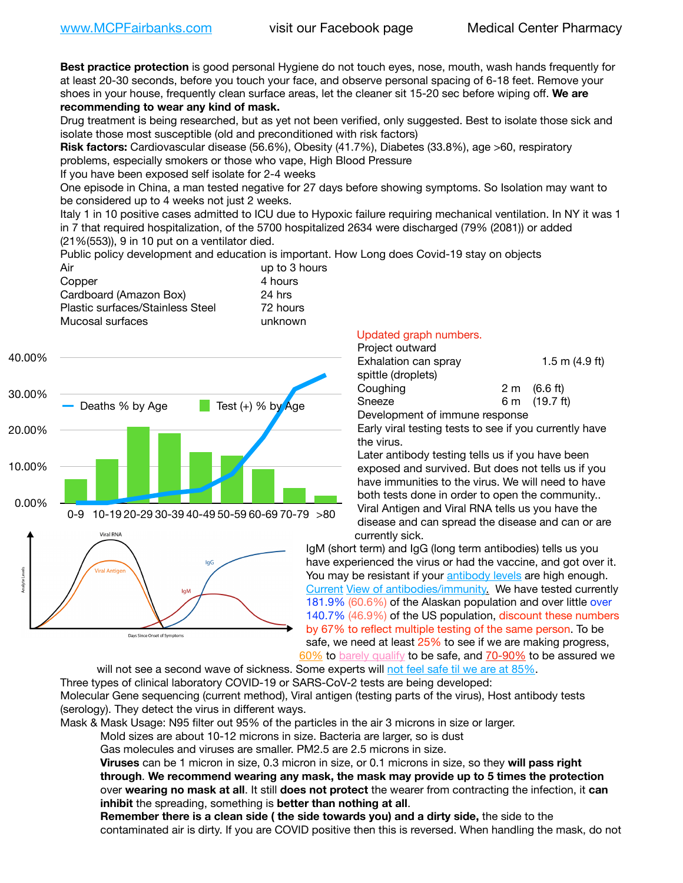www.MCPFairbanks.com visit our Facebook page Medical Center Pharmacy

**Best practice protection** is good personal Hygiene do not touch eyes, nose, mouth, wash hands frequently for at least 20-30 seconds, before you touch your face, and observe personal spacing of 6-18 feet. Remove your shoes in your house, frequently clean surface areas, let the cleaner sit 15-20 sec before wiping off. **We are recommending to wear any kind of mask.**

Drug treatment is being researched, but as yet not been verified, only suggested. Best to isolate those sick and isolate those most susceptible (old and preconditioned with risk factors)

**Risk factors:** Cardiovascular disease (56.6%), Obesity (41.7%), Diabetes (33.8%), age >60, respiratory problems, especially smokers or those who vape, High Blood Pressure

If you have been exposed self isolate for 2-4 weeks

One episode in China, a man tested negative for 27 days before showing symptoms. So Isolation may want to be considered up to 4 weeks not just 2 weeks.

Italy 1 in 10 positive cases admitted to ICU due to Hypoxic failure requiring mechanical ventilation. In NY it was 1 in 7 that required hospitalization, of the 5700 hospitalized 2634 were discharged (79% (2081)) or added (21%(553)), 9 in 10 put on a ventilator died.

Public policy development and education is important. How Long does Covid-19 stay on objects

| | |
|---|---|
| Air | up to 3 hours |
| Copper | 4 hours |
| Cardboard (Amazon Box) | 24 hrs |
| Plastic surfaces/Stainless Steel | 72 hours |
| Mucosal surfaces | unknown |

Updated graph numbers.

Project outward

| | | |
|---|---|---|
| Exhalation can spray spittle (droplets) | 1.5 m | (4.9 ft) |
| Coughing | 2 m | (6.6 ft) |
| Sneeze | 6 m | (19.7 ft) |

Development of immune response

Early viral testing tests to see if you currently have the virus.

Later antibody testing tells us if you have been exposed and survived. But does not tells us if you have immunities to the virus. We will need to have both tests done in order to open the community..

Viral Antigen and Viral RNA tells us you have the disease and can spread the disease and can or are currently sick.

IgM (short term) and IgG (long term antibodies) tells us you have experienced the virus or had the vaccine, and got over it. You may be resistant if your antibody levels are high enough. Current View of antibodies/immunity. We have tested currently 181.9% (60.6%) of the Alaskan population and over little over 140.7% (46.9%) of the US population, discount these numbers by 67% to reflect multiple testing of the same person. To be safe, we need at least 25% to see if we are making progress, 60% to barely qualify to be safe, and 70-90% to be assured we will not see a second wave of sickness. Some experts will not feel safe til we are at 85%.

Three types of clinical laboratory COVID-19 or SARS-CoV-2 tests are being developed:

Molecular Gene sequencing (current method), Viral antigen (testing parts of the virus), Host antibody tests (serology). They detect the virus in different ways.

Mask & Mask Usage: N95 filter out 95% of the particles in the air 3 microns in size or larger.

Mold sizes are about 10-12 microns in size. Bacteria are larger, so is dust

Gas molecules and viruses are smaller. PM2.5 are 2.5 microns in size.

**Viruses** can be 1 micron in size, 0.3 micron in size, or 0.1 microns in size, so they **will pass right through**. **We recommend wearing any mask, the mask may provide up to 5 times the protection** over **wearing no mask at all**. It still **does not protect** the wearer from contracting the infection, it **can inhibit** the spreading, something is **better than nothing at all**.

**Remember there is a clean side ( the side towards you) and a dirty side,** the side to the contaminated air is dirty. If you are COVID positive then this is reversed. When handling the mask, do not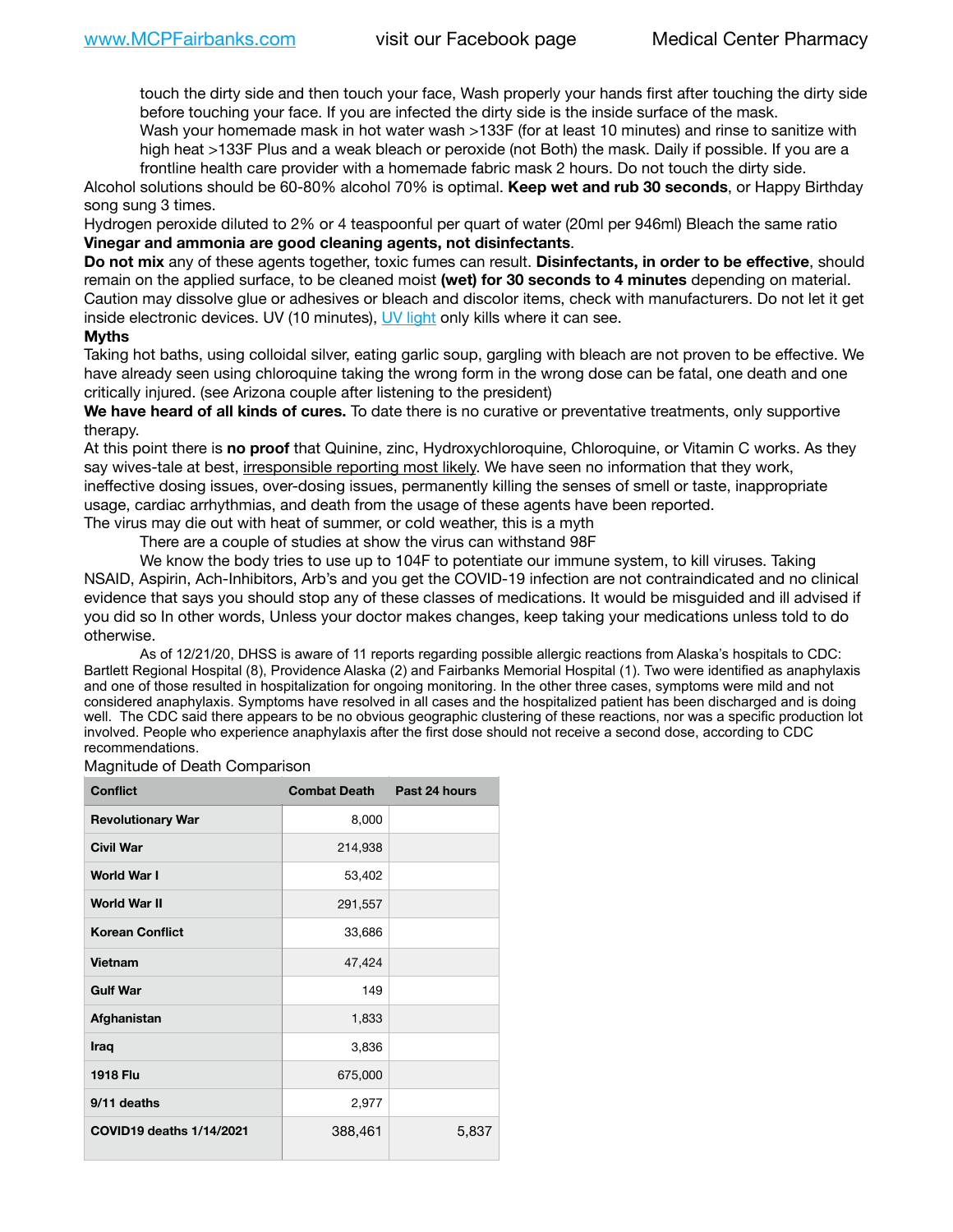touch the dirty side and then touch your face, Wash properly your hands first after touching the dirty side before touching your face. If you are infected the dirty side is the inside surface of the mask.

Wash your homemade mask in hot water wash >133F (for at least 10 minutes) and rinse to sanitize with high heat >133F Plus and a weak bleach or peroxide (not Both) the mask. Daily if possible. If you are a frontline health care provider with a homemade fabric mask 2 hours. Do not touch the dirty side.

Alcohol solutions should be 60-80% alcohol 70% is optimal. **Keep wet and rub 30 seconds**, or Happy Birthday song sung 3 times.

Hydrogen peroxide diluted to 2% or 4 teaspoonful per quart of water (20ml per 946ml) Bleach the same ratio **Vinegar and ammonia are good cleaning agents, not disinfectants**.

**Do not mix** any of these agents together, toxic fumes can result. **Disinfectants, in order to be effective**, should remain on the applied surface, to be cleaned moist **(wet) for 30 seconds to 4 minutes** depending on material. Caution may dissolve glue or adhesives or bleach and discolor items, check with manufacturers. Do not let it get inside electronic devices. UV (10 minutes), UV light only kills where it can see.

**Myths**

Taking hot baths, using colloidal silver, eating garlic soup, gargling with bleach are not proven to be effective. We have already seen using chloroquine taking the wrong form in the wrong dose can be fatal, one death and one critically injured. (see Arizona couple after listening to the president)

**We have heard of all kinds of cures.** To date there is no curative or preventative treatments, only supportive therapy.

At this point there is **no proof** that Quinine, zinc, Hydroxychloroquine, Chloroquine, or Vitamin C works. As they say wives-tale at best, irresponsible reporting most likely. We have seen no information that they work, ineffective dosing issues, over-dosing issues, permanently killing the senses of smell or taste, inappropriate usage, cardiac arrhythmias, and death from the usage of these agents have been reported.

The virus may die out with heat of summer, or cold weather, this is a myth

There are a couple of studies at show the virus can withstand 98F

We know the body tries to use up to 104F to potentiate our immune system, to kill viruses. Taking NSAID, Aspirin, Ach-Inhibitors, Arb's and you get the COVID-19 infection are not contraindicated and no clinical evidence that says you should stop any of these classes of medications. It would be misguided and ill advised if you did so In other words, Unless your doctor makes changes, keep taking your medications unless told to do otherwise.

As of 12/21/20, DHSS is aware of 11 reports regarding possible allergic reactions from Alaska's hospitals to CDC: Bartlett Regional Hospital (8), Providence Alaska (2) and Fairbanks Memorial Hospital (1). Two were identified as anaphylaxis and one of those resulted in hospitalization for ongoing monitoring. In the other three cases, symptoms were mild and not considered anaphylaxis. Symptoms have resolved in all cases and the hospitalized patient has been discharged and is doing well. The CDC said there appears to be no obvious geographic clustering of these reactions, nor was a specific production lot involved. People who experience anaphylaxis after the first dose should not receive a second dose, according to CDC recommendations.

Magnitude of Death Comparison

| Conflict | Combat Death | Past 24 hours |
|---|---|---|
| Revolutionary War | 8,000 | |
| Civil War | 214,938 | |
| World War I | 53,402 | |
| World War II | 291,557 | |
| Korean Conflict | 33,686 | |
| Vietnam | 47,424 | |
| Gulf War | 149 | |
| Afghanistan | 1,833 | |
| Iraq | 3,836 | |
| 1918 Flu | 675,000 | |
| 9/11 deaths | 2,977 | |
| COVID19 deaths 1/14/2021 | 388,461 | 5,837 |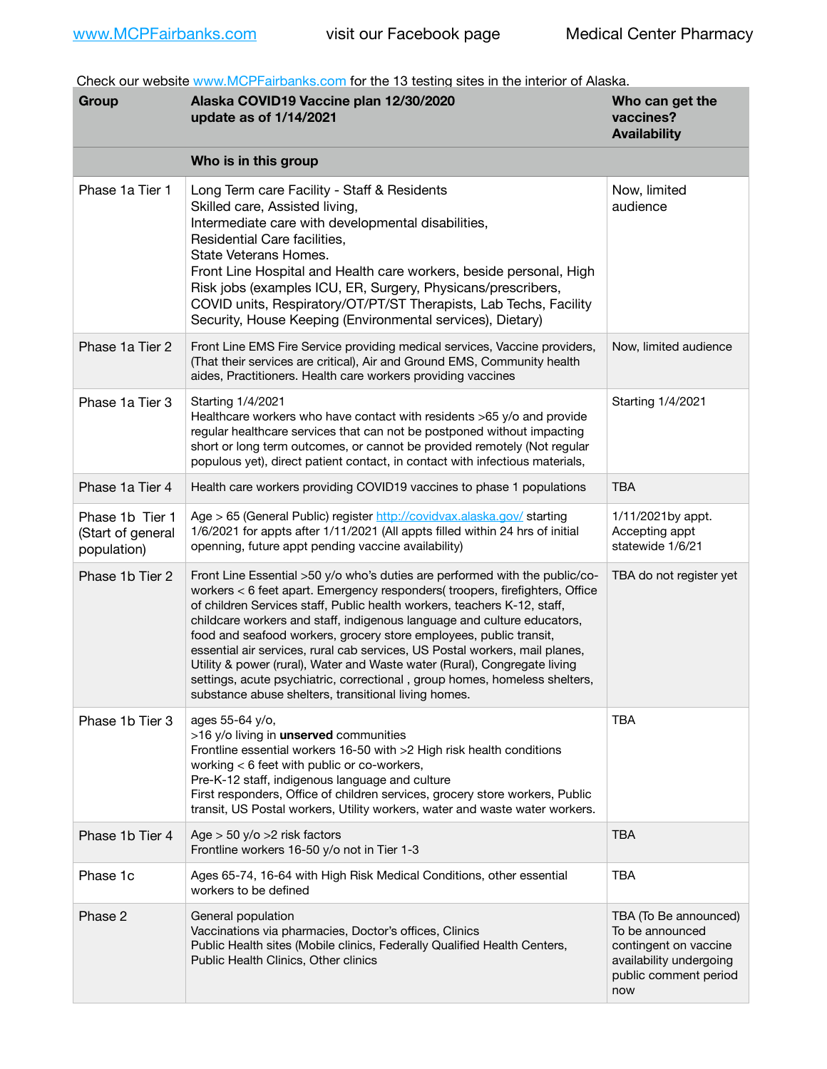www.MCPFairbanks.com visit our Facebook page Medical Center Pharmacy

Check our website www.MCPFairbanks.com for the 13 testing sites in the interior of Alaska.

| Group | Alaska COVID19 Vaccine plan 12/30/2020 update as of 1/14/2021 | Who can get the vaccines? Availability |
|---|---|---|
| | **Who is in this group** | |
| Phase 1a Tier 1 | Long Term care Facility - Staff & Residents<br>Skilled care, Assisted living,<br>Intermediate care with developmental disabilities,<br>Residential Care facilities,<br>State Veterans Homes.<br>Front Line Hospital and Health care workers, beside personal, High Risk jobs (examples ICU, ER, Surgery, Physcans/prescribers, COVID units, Respiratory/OT/PT/ST Therapists, Lab Techs, Facility Security, House Keeping (Environmental services), Dietary) | Now, limited audience |
| Phase 1a Tier 2 | Front Line EMS Fire Service providing medical services, Vaccine providers, (That their services are critical), Air and Ground EMS, Community health aides, Practitioners. Health care workers providing vaccines | Now, limited audience |
| Phase 1a Tier 3 | Starting 1/4/2021<br>Healthcare workers who have contact with residents >65 y/o and provide regular healthcare services that can not be postponed without impacting short or long term outcomes, or cannot be provided remotely (Not regular populous yet), direct patient contact, in contact with infectious materials, | Starting 1/4/2021 |
| Phase 1a Tier 4 | Health care workers providing COVID19 vaccines to phase 1 populations | TBA |
| Phase 1b Tier 1 (Start of general population) | Age > 65 (General Public) register http://covidvax.alaska.gov/ starting 1/6/2021 for appts after 1/11/2021 (All appts filled within 24 hrs of initial openning, future appt pending vaccine availability) | 1/11/2021by appt. Accepting appt statewide 1/6/21 |
| Phase 1b Tier 2 | Front Line Essential >50 y/o who's duties are performed with the public/co-workers < 6 feet apart. Emergency responders( troopers, firefighters, Office of children Services staff, Public health workers, teachers K-12, staff, childcare workers and staff, indigenous language and culture educators, food and seafood workers, grocery store employees, public transit, essential air services, rural cab services, US Postal workers, mail planes, Utility & power (rural), Water and Waste water (Rural), Congregate living settings, acute psychiatric, correctional , group homes, homeless shelters, substance abuse shelters, transitional living homes. | TBA do not register yet |
| Phase 1b Tier 3 | ages 55-64 y/o,<br>>16 y/o living in **unserved** communities<br>Frontline essential workers 16-50 with >2 High risk health conditions working < 6 feet with public or co-workers,<br>Pre-K-12 staff, indigenous language and culture<br>First responders, Office of children services, grocery store workers, Public transit, US Postal workers, Utility workers, water and waste water workers. | TBA |
| Phase 1b Tier 4 | Age > 50 y/o >2 risk factors<br>Frontline workers 16-50 y/o not in Tier 1-3 | TBA |
| Phase 1c | Ages 65-74, 16-64 with High Risk Medical Conditions, other essential workers to be defined | TBA |
| Phase 2 | General population<br>Vaccinations via pharmacies, Doctor's offices, Clinics<br>Public Health sites (Mobile clinics, Federally Qualified Health Centers, Public Health Clinics, Other clinics | TBA (To Be announced) To be announced contingent on vaccine availability undergoing public comment period now |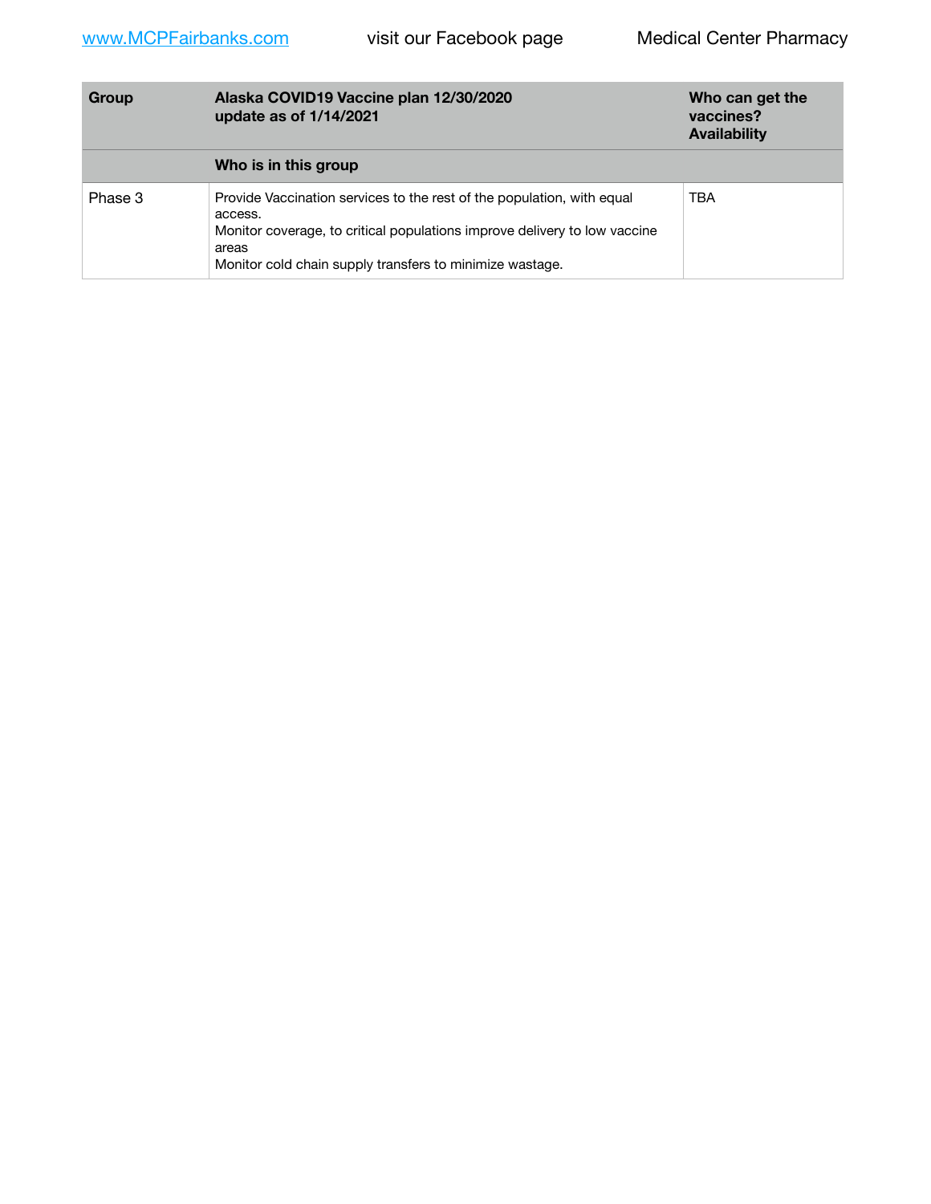| Group | Alaska COVID19 Vaccine plan 12/30/2020 update as of 1/14/2021 | Who can get the vaccines? Availability |
|---|---|---|
| | **Who is in this group** | |
| Phase 3 | Provide Vaccination services to the rest of the population, with equal access.<br>Monitor coverage, to critical populations improve delivery to low vaccine areas<br>Monitor cold chain supply transfers to minimize wastage. | TBA |